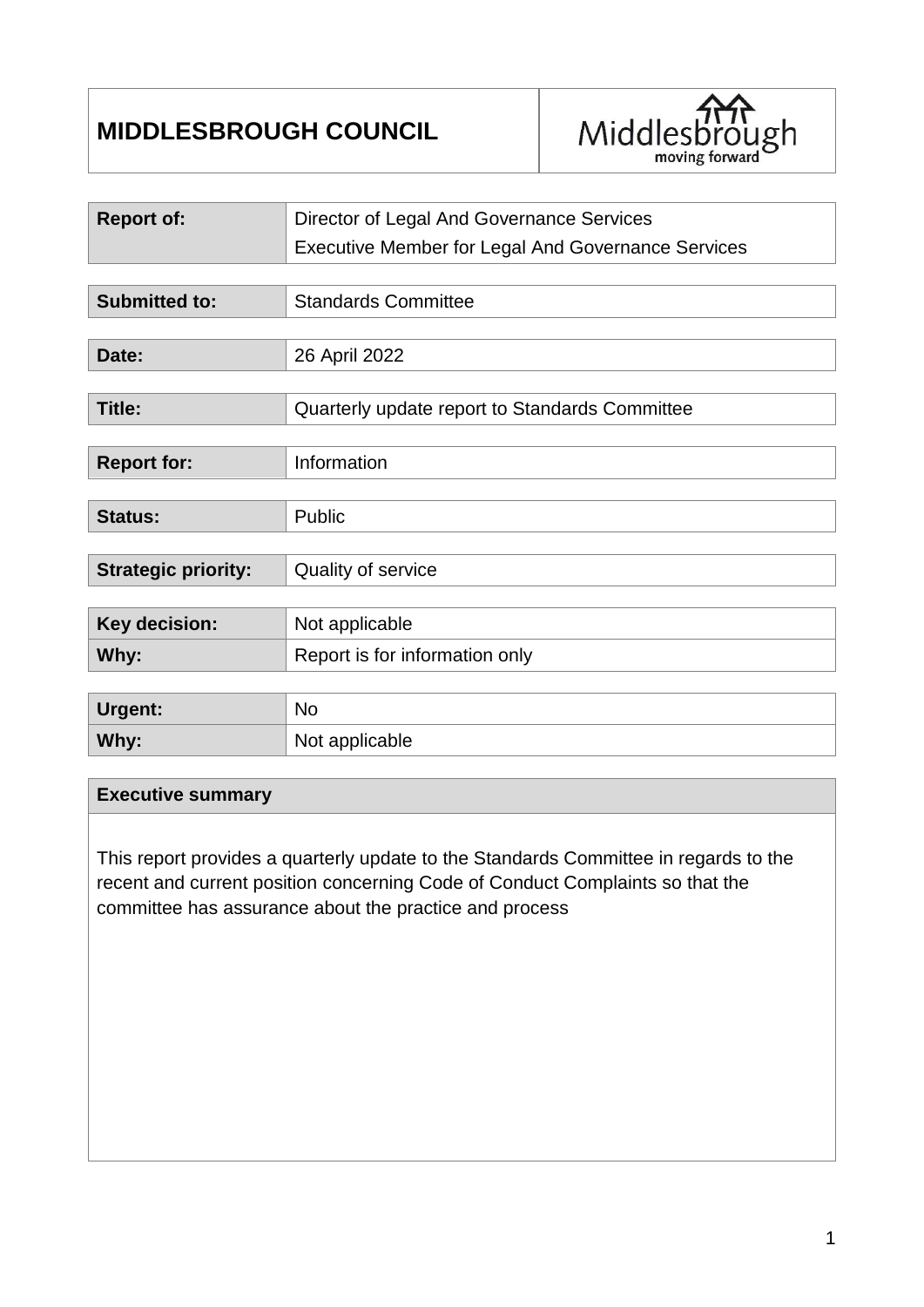# MIDDLESBROUGH COUNCIL

| | |
|---|---|
| **Report of:** | Director of Legal And Governance Services<br>Executive Member for Legal And Governance Services |
| **Submitted to:** | Standards Committee |
| **Date:** | 26 April 2022 |
| **Title:** | Quarterly update report to Standards Committee |
| **Report for:** | Information |
| **Status:** | Public |
| **Strategic priority:** | Quality of service |
| **Key decision:** | Not applicable |
| **Why:** | Report is for information only |
| **Urgent:** | No |
| **Why:** | Not applicable |

## Executive summary

This report provides a quarterly update to the Standards Committee in regards to the recent and current position concerning Code of Conduct Complaints so that the committee has assurance about the practice and process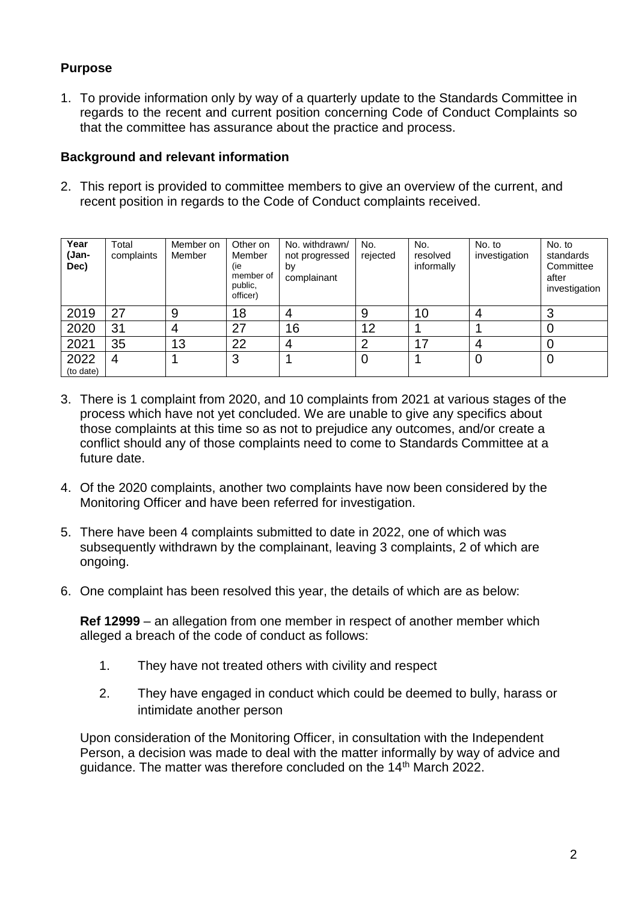**Purpose**

1. To provide information only by way of a quarterly update to the Standards Committee in regards to the recent and current position concerning Code of Conduct Complaints so that the committee has assurance about the practice and process.

**Background and relevant information**

2. This report is provided to committee members to give an overview of the current, and recent position in regards to the Code of Conduct complaints received.

| Year (Jan-Dec) | Total complaints | Member on Member | Other on Member (ie member of public, officer) | No. withdrawn/ not progressed by complainant | No. rejected | No. resolved informally | No. to investigation | No. to standards Committee after investigation |
|---|---|---|---|---|---|---|---|---|
| 2019 | 27 | 9 | 18 | 4 | 9 | 10 | 4 | 3 |
| 2020 | 31 | 4 | 27 | 16 | 12 | 1 | 1 | 0 |
| 2021 | 35 | 13 | 22 | 4 | 2 | 17 | 4 | 0 |
| 2022 (to date) | 4 | 1 | 3 | 1 | 0 | 1 | 0 | 0 |

3. There is 1 complaint from 2020, and 10 complaints from 2021 at various stages of the process which have not yet concluded. We are unable to give any specifics about those complaints at this time so as not to prejudice any outcomes, and/or create a conflict should any of those complaints need to come to Standards Committee at a future date.

4. Of the 2020 complaints, another two complaints have now been considered by the Monitoring Officer and have been referred for investigation.

5. There have been 4 complaints submitted to date in 2022, one of which was subsequently withdrawn by the complainant, leaving 3 complaints, 2 of which are ongoing.

6. One complaint has been resolved this year, the details of which are as below:

   **Ref 12999** – an allegation from one member in respect of another member which alleged a breach of the code of conduct as follows:

   1. They have not treated others with civility and respect
   2. They have engaged in conduct which could be deemed to bully, harass or intimidate another person

   Upon consideration of the Monitoring Officer, in consultation with the Independent Person, a decision was made to deal with the matter informally by way of advice and guidance. The matter was therefore concluded on the 14th March 2022.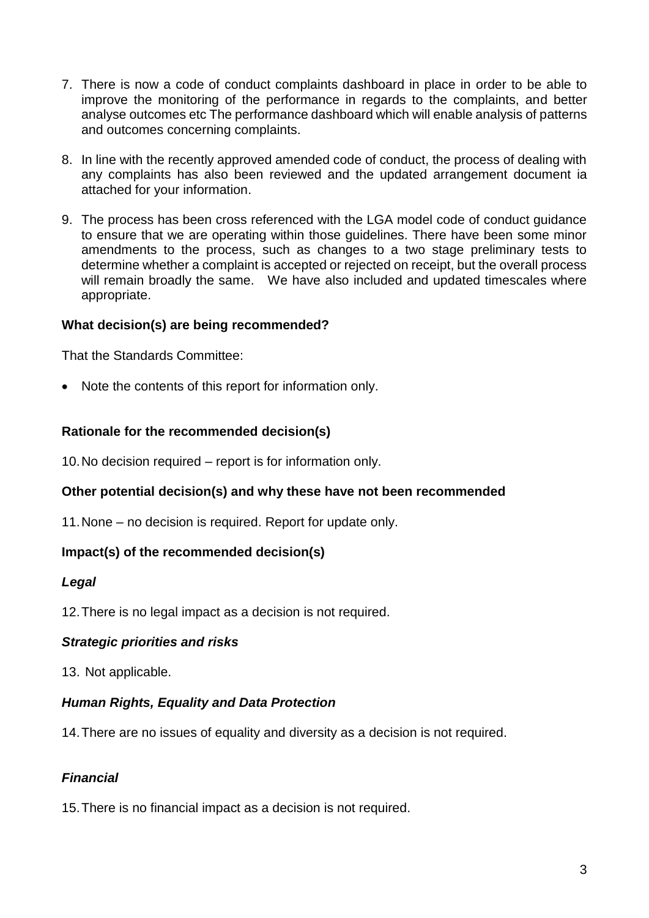7. There is now a code of conduct complaints dashboard in place in order to be able to improve the monitoring of the performance in regards to the complaints, and better analyse outcomes etc The performance dashboard which will enable analysis of patterns and outcomes concerning complaints.

8. In line with the recently approved amended code of conduct, the process of dealing with any complaints has also been reviewed and the updated arrangement document ia attached for your information.

9. The process has been cross referenced with the LGA model code of conduct guidance to ensure that we are operating within those guidelines. There have been some minor amendments to the process, such as changes to a two stage preliminary tests to determine whether a complaint is accepted or rejected on receipt, but the overall process will remain broadly the same. We have also included and updated timescales where appropriate.

**What decision(s) are being recommended?**

That the Standards Committee:

- Note the contents of this report for information only.

**Rationale for the recommended decision(s)**

10. No decision required – report is for information only.

**Other potential decision(s) and why these have not been recommended**

11. None – no decision is required. Report for update only.

**Impact(s) of the recommended decision(s)**

***Legal***

12. There is no legal impact as a decision is not required.

***Strategic priorities and risks***

13. Not applicable.

***Human Rights, Equality and Data Protection***

14. There are no issues of equality and diversity as a decision is not required.

***Financial***

15. There is no financial impact as a decision is not required.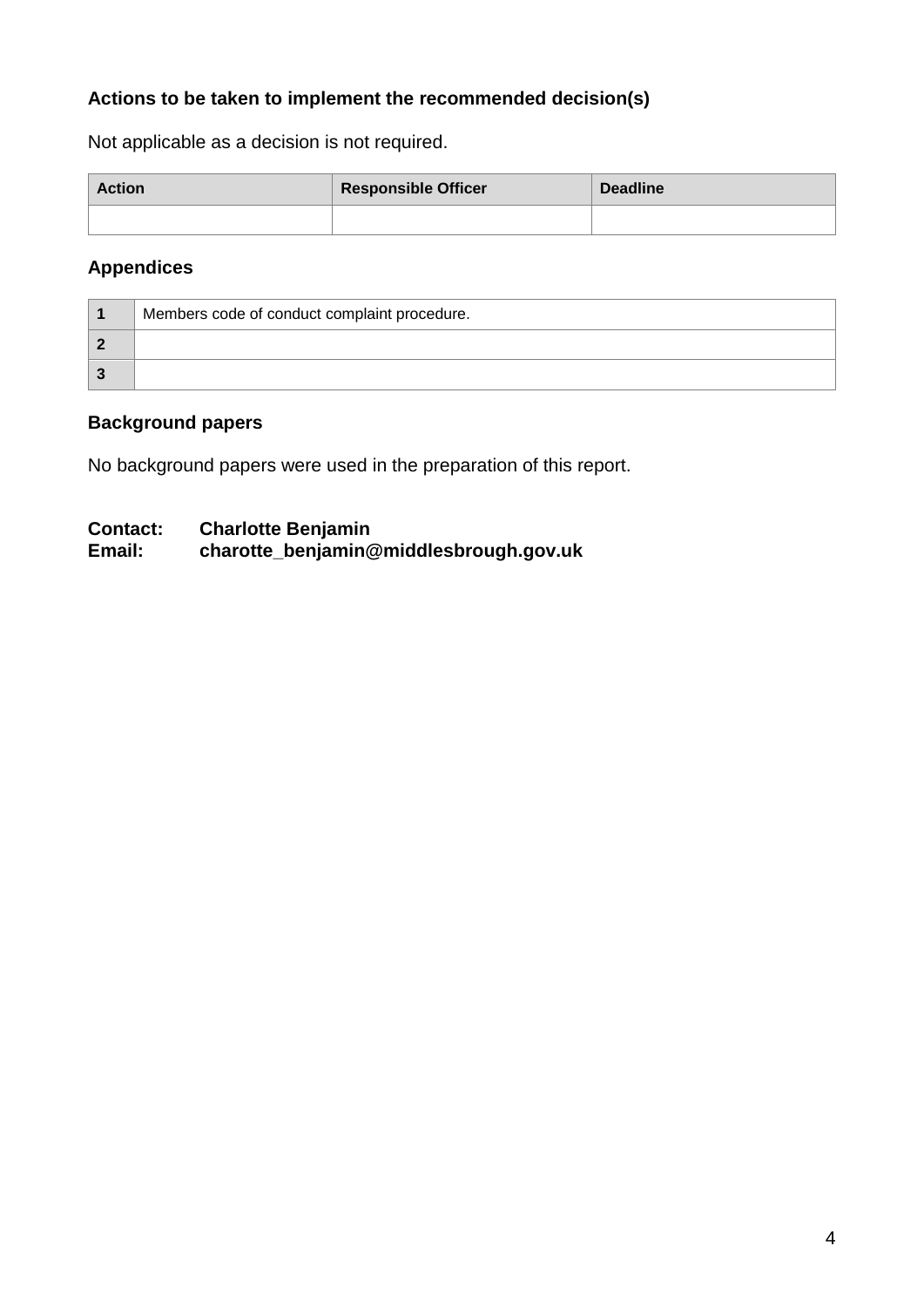### Actions to be taken to implement the recommended decision(s)

Not applicable as a decision is not required.

| Action | Responsible Officer | Deadline |
|---|---|---|
| | | |

### Appendices

| | |
|---|---|
| 1 | Members code of conduct complaint procedure. |
| 2 | |
| 3 | |

### Background papers

No background papers were used in the preparation of this report.

**Contact:** **Charlotte Benjamin**
**Email:** **charotte_benjamin@middlesbrough.gov.uk**